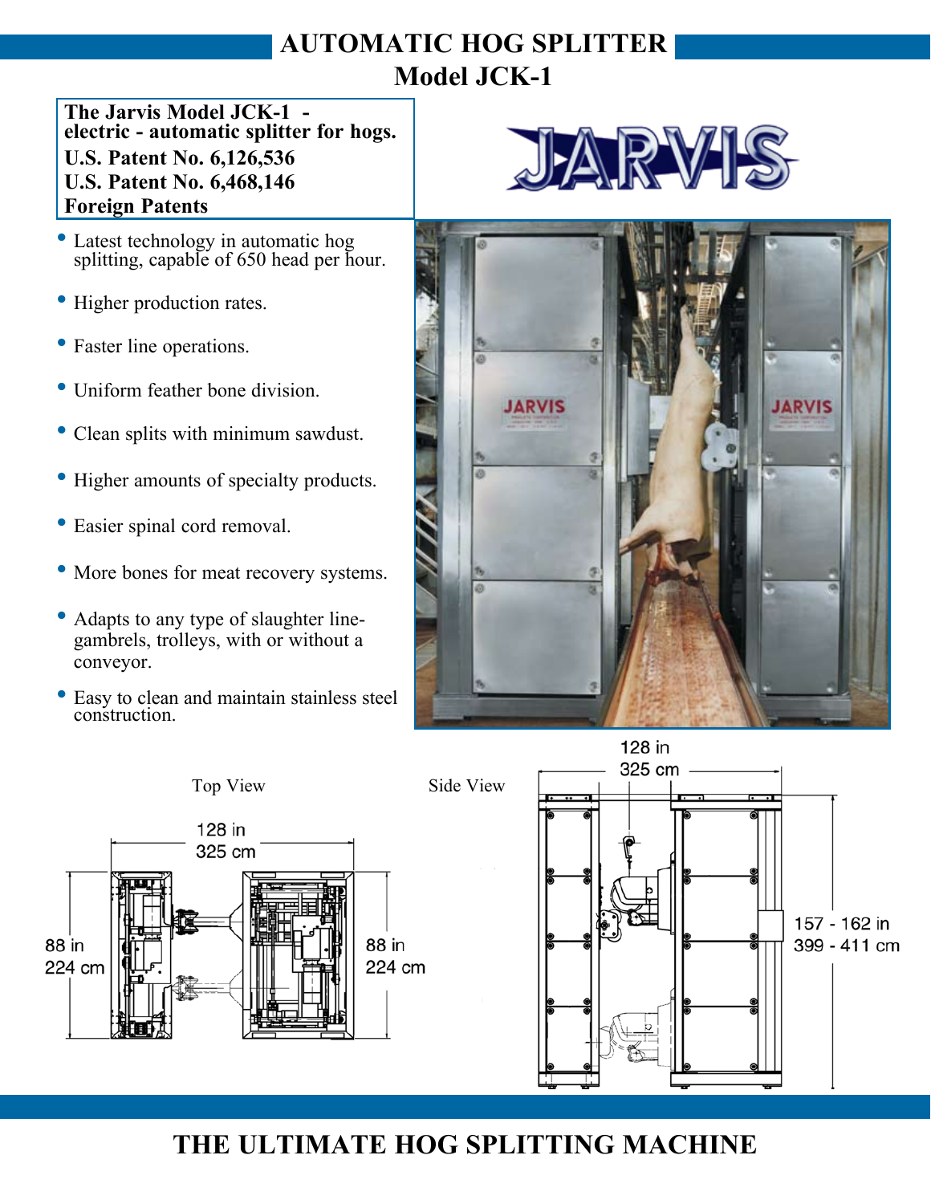# AUTOMATIC HOG SPLITTER

## Model JCK-1

**The Jarvis Model JCK-1 - electric - automatic splitter for hogs.**
**U.S. Patent No. 6,126,536**
**U.S. Patent No. 6,468,146**
**Foreign Patents**

JARVIS

- Latest technology in automatic hog splitting, capable of 650 head per hour.
- Higher production rates.
- Faster line operations.
- Uniform feather bone division.
- Clean splits with minimum sawdust.
- Higher amounts of specialty products.
- Easier spinal cord removal.
- More bones for meat recovery systems.
- Adapts to any type of slaughter line- gambrels, trolleys, with or without a conveyor.
- Easy to clean and maintain stainless steel construction.

Top View

128 in
325 cm

88 in
224 cm

88 in
224 cm

Side View

128 in
325 cm

157 - 162 in
399 - 411 cm

## THE ULTIMATE HOG SPLITTING MACHINE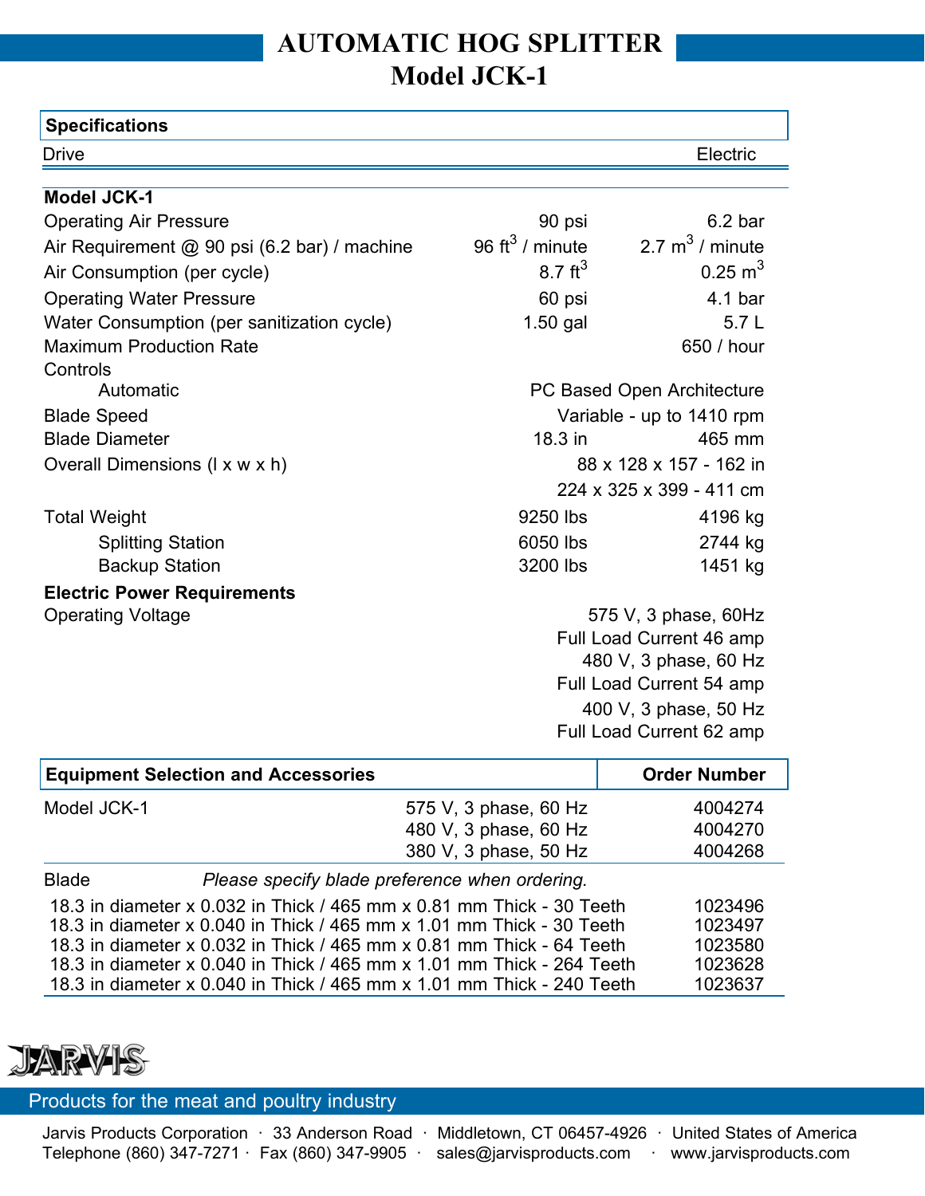# AUTOMATIC HOG SPLITTER
## Model JCK-1

| Specifications | |
|---|---|
| Drive | Electric |

| Model JCK-1 | | |
|---|---|---|
| Operating Air Pressure | 90 psi | 6.2 bar |
| Air Requirement @ 90 psi (6.2 bar) / machine | 96 $ft^3$ / minute | 2.7 $m^3$ / minute |
| Air Consumption (per cycle) | 8.7 $ft^3$ | 0.25 $m^3$ |
| Operating Water Pressure | 60 psi | 4.1 bar |
| Water Consumption (per sanitization cycle) | 1.50 gal | 5.7 L |
| Maximum Production Rate | | 650 / hour |
| Controls | | |
| Automatic | | PC Based Open Architecture |
| Blade Speed | | Variable - up to 1410 rpm |
| Blade Diameter | 18.3 in | 465 mm |
| Overall Dimensions (l x w x h) | | 88 x 128 x 157 - 162 in |
| | | 224 x 325 x 399 - 411 cm |
| Total Weight | 9250 lbs | 4196 kg |
| Splitting Station | 6050 lbs | 2744 kg |
| Backup Station | 3200 lbs | 1451 kg |
| **Electric Power Requirements** | | |
| Operating Voltage | | 575 V, 3 phase, 60Hz |
| | | Full Load Current 46 amp |
| | | 480 V, 3 phase, 60 Hz |
| | | Full Load Current 54 amp |
| | | 400 V, 3 phase, 50 Hz |
| | | Full Load Current 62 amp |

| Equipment Selection and Accessories | | Order Number |
|---|---|---|
| Model JCK-1 | 575 V, 3 phase, 60 Hz | 4004274 |
| | 480 V, 3 phase, 60 Hz | 4004270 |
| | 380 V, 3 phase, 50 Hz | 4004268 |
| Blade | *Please specify blade preference when ordering.* | |
| 18.3 in diameter x 0.032 in Thick / 465 mm x 0.81 mm Thick - 30 Teeth | | 1023496 |
| 18.3 in diameter x 0.040 in Thick / 465 mm x 1.01 mm Thick - 30 Teeth | | 1023497 |
| 18.3 in diameter x 0.032 in Thick / 465 mm x 0.81 mm Thick - 64 Teeth | | 1023580 |
| 18.3 in diameter x 0.040 in Thick / 465 mm x 1.01 mm Thick - 264 Teeth | | 1023628 |
| 18.3 in diameter x 0.040 in Thick / 465 mm x 1.01 mm Thick - 240 Teeth | | 1023637 |

JARVIS

Products for the meat and poultry industry

Jarvis Products Corporation · 33 Anderson Road · Middletown, CT 06457-4926 · United States of America
Telephone (860) 347-7271 · Fax (860) 347-9905 · sales@jarvisproducts.com · www.jarvisproducts.com